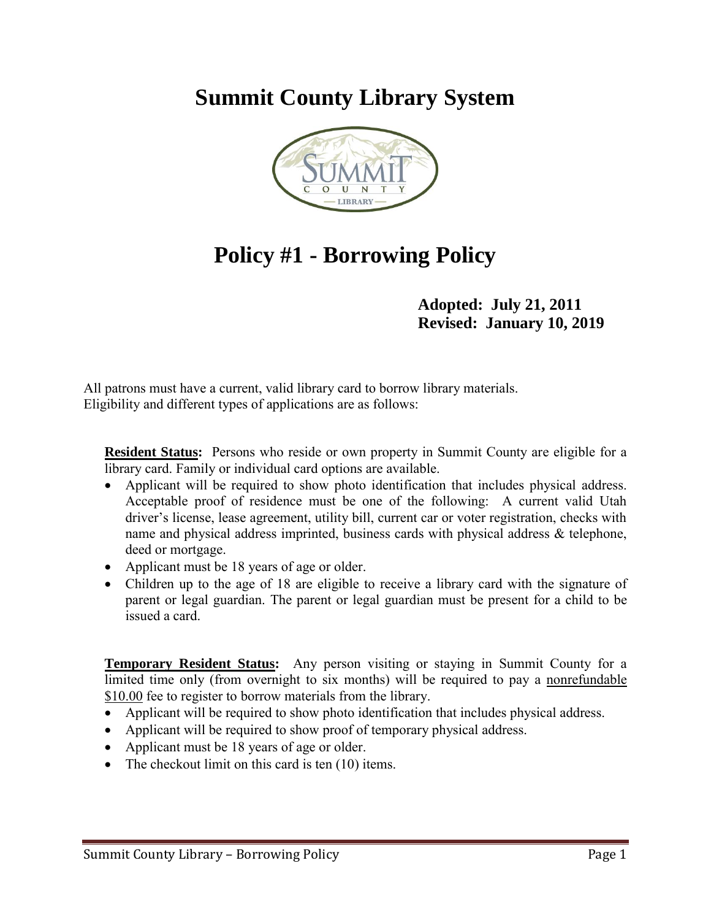# Summit County Library System

# Policy #1 - Borrowing Policy

**Adopted: July 21, 2011**
**Revised: January 10, 2019**

All patrons must have a current, valid library card to borrow library materials.
Eligibility and different types of applications are as follows:

**Resident Status:** Persons who reside or own property in Summit County are eligible for a library card. Family or individual card options are available.

- Applicant will be required to show photo identification that includes physical address. Acceptable proof of residence must be one of the following: A current valid Utah driver's license, lease agreement, utility bill, current car or voter registration, checks with name and physical address imprinted, business cards with physical address & telephone, deed or mortgage.
- Applicant must be 18 years of age or older.
- Children up to the age of 18 are eligible to receive a library card with the signature of parent or legal guardian. The parent or legal guardian must be present for a child to be issued a card.

**Temporary Resident Status:** Any person visiting or staying in Summit County for a limited time only (from overnight to six months) will be required to pay a nonrefundable $10.00 fee to register to borrow materials from the library.

- Applicant will be required to show photo identification that includes physical address.
- Applicant will be required to show proof of temporary physical address.
- Applicant must be 18 years of age or older.
- The checkout limit on this card is ten (10) items.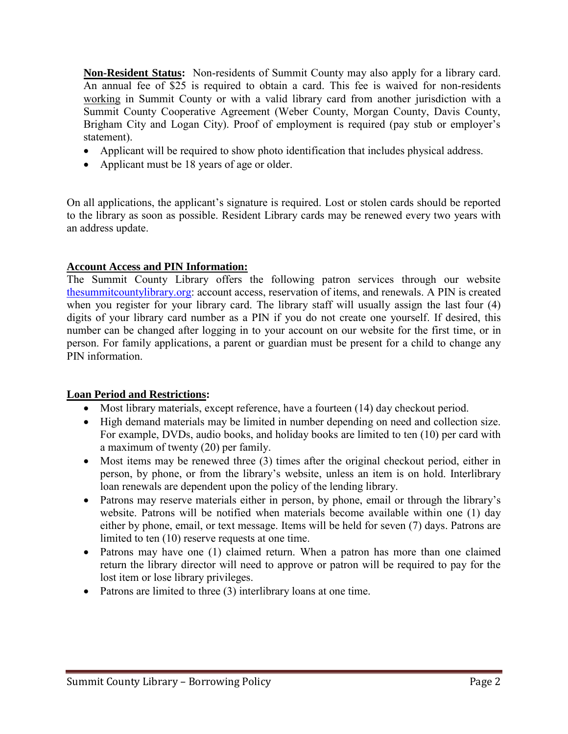**Non-Resident Status:** Non-residents of Summit County may also apply for a library card. An annual fee of $25 is required to obtain a card. This fee is waived for non-residents working in Summit County or with a valid library card from another jurisdiction with a Summit County Cooperative Agreement (Weber County, Morgan County, Davis County, Brigham City and Logan City). Proof of employment is required (pay stub or employer's statement).

- Applicant will be required to show photo identification that includes physical address.
- Applicant must be 18 years of age or older.

On all applications, the applicant's signature is required. Lost or stolen cards should be reported to the library as soon as possible. Resident Library cards may be renewed every two years with an address update.

## Account Access and PIN Information:

The Summit County Library offers the following patron services through our website thesummitcountylibrary.org: account access, reservation of items, and renewals. A PIN is created when you register for your library card. The library staff will usually assign the last four (4) digits of your library card number as a PIN if you do not create one yourself. If desired, this number can be changed after logging in to your account on our website for the first time, or in person. For family applications, a parent or guardian must be present for a child to change any PIN information.

## Loan Period and Restrictions:

- Most library materials, except reference, have a fourteen (14) day checkout period.
- High demand materials may be limited in number depending on need and collection size. For example, DVDs, audio books, and holiday books are limited to ten (10) per card with a maximum of twenty (20) per family.
- Most items may be renewed three (3) times after the original checkout period, either in person, by phone, or from the library's website, unless an item is on hold. Interlibrary loan renewals are dependent upon the policy of the lending library.
- Patrons may reserve materials either in person, by phone, email or through the library's website. Patrons will be notified when materials become available within one (1) day either by phone, email, or text message. Items will be held for seven (7) days. Patrons are limited to ten (10) reserve requests at one time.
- Patrons may have one (1) claimed return. When a patron has more than one claimed return the library director will need to approve or patron will be required to pay for the lost item or lose library privileges.
- Patrons are limited to three (3) interlibrary loans at one time.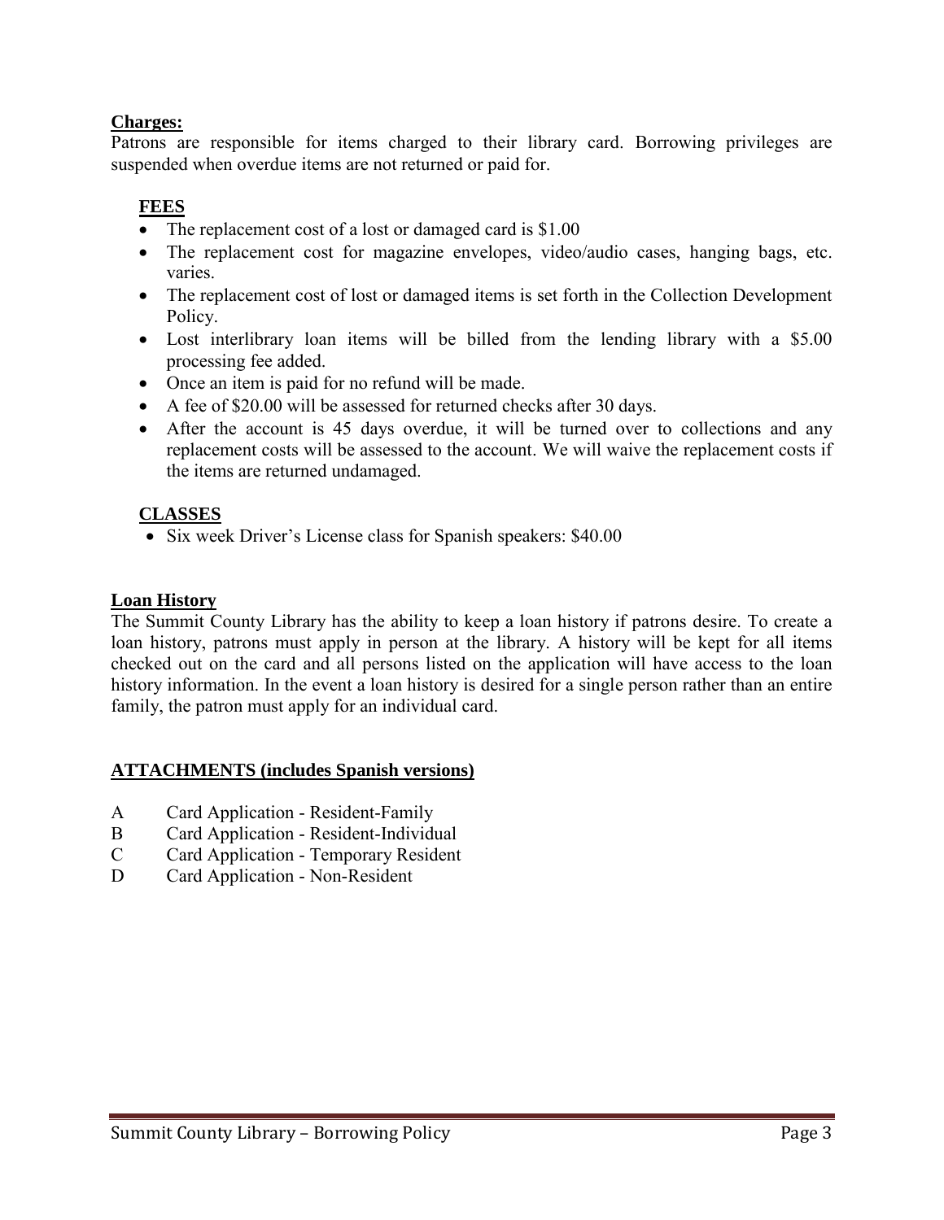## **Charges:**

Patrons are responsible for items charged to their library card. Borrowing privileges are suspended when overdue items are not returned or paid for.

### **FEES**

- The replacement cost of a lost or damaged card is $1.00
- The replacement cost for magazine envelopes, video/audio cases, hanging bags, etc. varies.
- The replacement cost of lost or damaged items is set forth in the Collection Development Policy.
- Lost interlibrary loan items will be billed from the lending library with a $5.00 processing fee added.
- Once an item is paid for no refund will be made.
- A fee of $20.00 will be assessed for returned checks after 30 days.
- After the account is 45 days overdue, it will be turned over to collections and any replacement costs will be assessed to the account. We will waive the replacement costs if the items are returned undamaged.

### **CLASSES**

- Six week Driver's License class for Spanish speakers: $40.00

## **Loan History**

The Summit County Library has the ability to keep a loan history if patrons desire. To create a loan history, patrons must apply in person at the library. A history will be kept for all items checked out on the card and all persons listed on the application will have access to the loan history information. In the event a loan history is desired for a single person rather than an entire family, the patron must apply for an individual card.

## **ATTACHMENTS (includes Spanish versions)**

A Card Application - Resident-Family
B Card Application - Resident-Individual
C Card Application - Temporary Resident
D Card Application - Non-Resident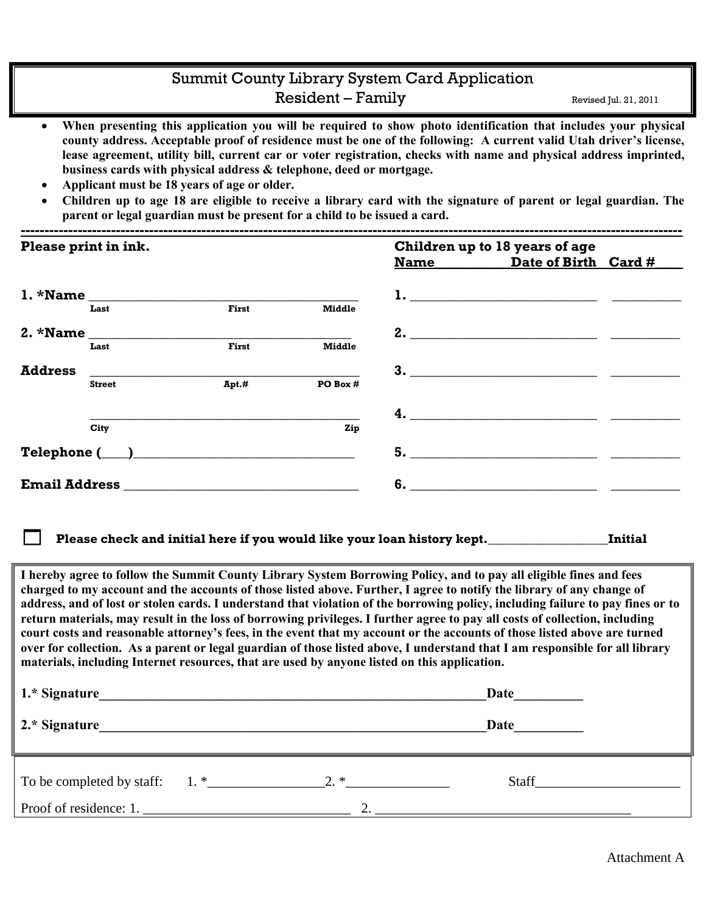# Summit County Library System Card Application

## Resident – Family

Revised Jul. 21, 2011

- **When presenting this application you will be required to show photo identification that includes your physical county address. Acceptable proof of residence must be one of the following: A current valid Utah driver's license, lease agreement, utility bill, current car or voter registration, checks with name and physical address imprinted, business cards with physical address & telephone, deed or mortgage.**
- **Applicant must be 18 years of age or older.**
- **Children up to age 18 are eligible to receive a library card with the signature of parent or legal guardian. The parent or legal guardian must be present for a child to be issued a card.**

---

**Please print in ink.**

**1. *Name** ______________________________________
Last First Middle

**2. *Name** ______________________________________
Last First Middle

**Address** ______________________________________
Street Apt.# PO Box #

______________________________________
City Zip

**Telephone (\_\_\_\_)**________________________________

**Email Address** __________________________________

**Children up to 18 years of age**

| Name | Date of Birth | Card # |
|---|---|---|
| 1. | | |
| 2. | | |
| 3. | | |
| 4. | | |
| 5. | | |
| 6. | | |

☐ **Please check and initial here if you would like your loan history kept.**__________________**Initial**

**I hereby agree to follow the Summit County Library System Borrowing Policy, and to pay all eligible fines and fees charged to my account and the accounts of those listed above. Further, I agree to notify the library of any change of address, and of lost or stolen cards. I understand that violation of the borrowing policy, including failure to pay fines or to return materials, may result in the loss of borrowing privileges. I further agree to pay all costs of collection, including court costs and reasonable attorney's fees, in the event that my account or the accounts of those listed above are turned over for collection. As a parent or legal guardian of those listed above, I understand that I am responsible for all library materials, including Internet resources, that are used by anyone listed on this application.**

**1.* Signature**__________________________________________________________**Date**__________

**2.* Signature**__________________________________________________________**Date**__________

To be completed by staff: 1. *________________2. *_______________ Staff_____________________

Proof of residence: 1. ______________________________ 2. _____________________________________

Attachment A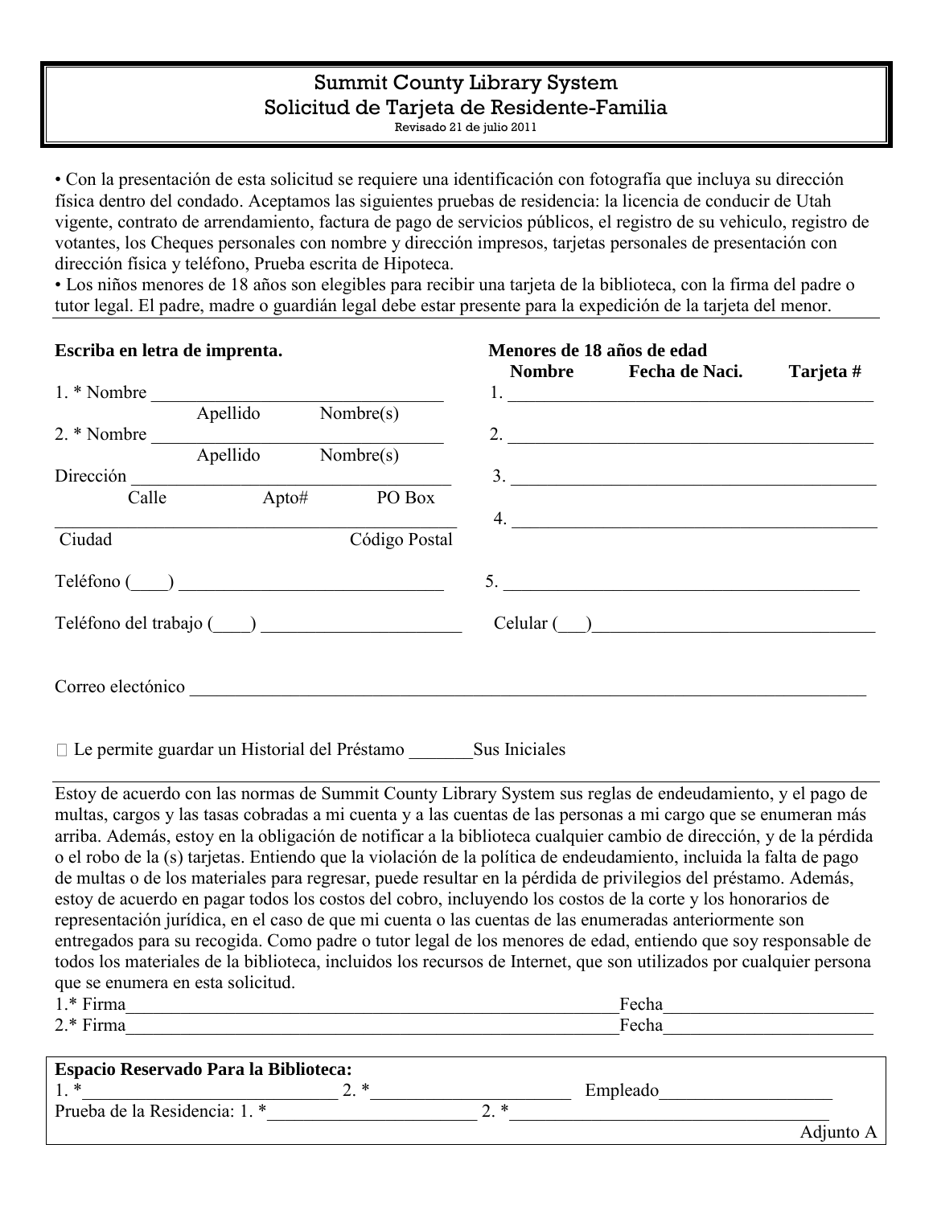# Summit County Library System
## Solicitud de Tarjeta de Residente-Familia

Revisado 21 de julio 2011

- Con la presentación de esta solicitud se requiere una identificación con fotografía que incluya su dirección física dentro del condado. Aceptamos las siguientes pruebas de residencia: la licencia de conducir de Utah vigente, contrato de arrendamiento, factura de pago de servicios públicos, el registro de su vehiculo, registro de votantes, los Cheques personales con nombre y dirección impresos, tarjetas personales de presentación con dirección física y teléfono, Prueba escrita de Hipoteca.
- Los niños menores de 18 años son elegibles para recibir una tarjeta de la biblioteca, con la firma del padre o tutor legal. El padre, madre o guardián legal debe estar presente para la expedición de la tarjeta del menor.

---

**Escriba en letra de imprenta.**

1. * Nombre ______________________________
   Apellido Nombre(s)

2. * Nombre ______________________________
   Apellido Nombre(s)

Dirección ______________________________
Calle Apto# PO Box

__________________________________________
Ciudad Código Postal

Teléfono (____) ______________________________

Teléfono del trabajo (____) ______________________

**Menores de 18 años de edad**

| Nombre | Fecha de Naci. | Tarjeta # |
|---|---|---|
| 1. | | |
| 2. | | |
| 3. | | |
| 4. | | |
| 5. | | |

Celular (___)________________________________

Correo electónico ______________________________________________________________________

☐ Le permite guardar un Historial del Préstamo _______Sus Iniciales

---

Estoy de acuerdo con las normas de Summit County Library System sus reglas de endeudamiento, y el pago de multas, cargos y las tasas cobradas a mi cuenta y a las cuentas de las personas a mi cargo que se enumeran más arriba. Además, estoy en la obligación de notificar a la biblioteca cualquier cambio de dirección, y de la pérdida o el robo de la (s) tarjetas. Entiendo que la violación de la política de endeudamiento, incluida la falta de pago de multas o de los materiales para regresar, puede resultar en la pérdida de privilegios del préstamo. Además, estoy de acuerdo en pagar todos los costos del cobro, incluyendo los costos de la corte y los honorarios de representación jurídica, en el caso de que mi cuenta o las cuentas de las enumeradas anteriormente son entregados para su recogida. Como padre o tutor legal de los menores de edad, entiendo que soy responsable de todos los materiales de la biblioteca, incluidos los recursos de Internet, que son utilizados por cualquier persona que se enumera en esta solicitud.

1.* Firma_________________________________________________________Fecha_______________________

2.* Firma_________________________________________________________Fecha_______________________

---

**Espacio Reservado Para la Biblioteca:**

1. *______________________________ 2. *_____________________ Empleado__________________

Prueba de la Residencia: 1. *______________________ 2. *____________________________________

Adjunto A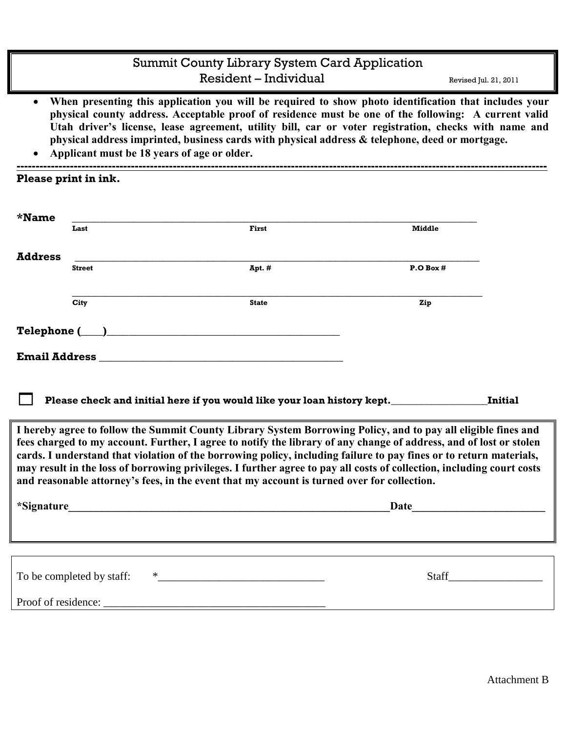# Summit County Library System Card Application
## Resident – Individual

Revised Jul. 21, 2011

- **When presenting this application you will be required to show photo identification that includes your physical county address. Acceptable proof of residence must be one of the following: A current valid Utah driver's license, lease agreement, utility bill, car or voter registration, checks with name and physical address imprinted, business cards with physical address & telephone, deed or mortgage.**
- **Applicant must be 18 years of age or older.**

---

**Please print in ink.**

**\*Name** ______________________________________________
Last First Middle

**Address** ______________________________________________
Street Apt. # P.O Box #

______________________________________________
City State Zip

**Telephone (____)**______________________________________________

**Email Address** ______________________________________________

☐ **Please check and initial here if you would like your loan history kept.**__________________**Initial**

**I hereby agree to follow the Summit County Library System Borrowing Policy, and to pay all eligible fines and fees charged to my account. Further, I agree to notify the library of any change of address, and of lost or stolen cards. I understand that violation of the borrowing policy, including failure to pay fines or to return materials, may result in the loss of borrowing privileges. I further agree to pay all costs of collection, including court costs and reasonable attorney's fees, in the event that my account is turned over for collection.**

**\*Signature**______________________________________________**Date**________________________

To be completed by staff: \*______________________________ Staff_________________

Proof of residence: ________________________________________

Attachment B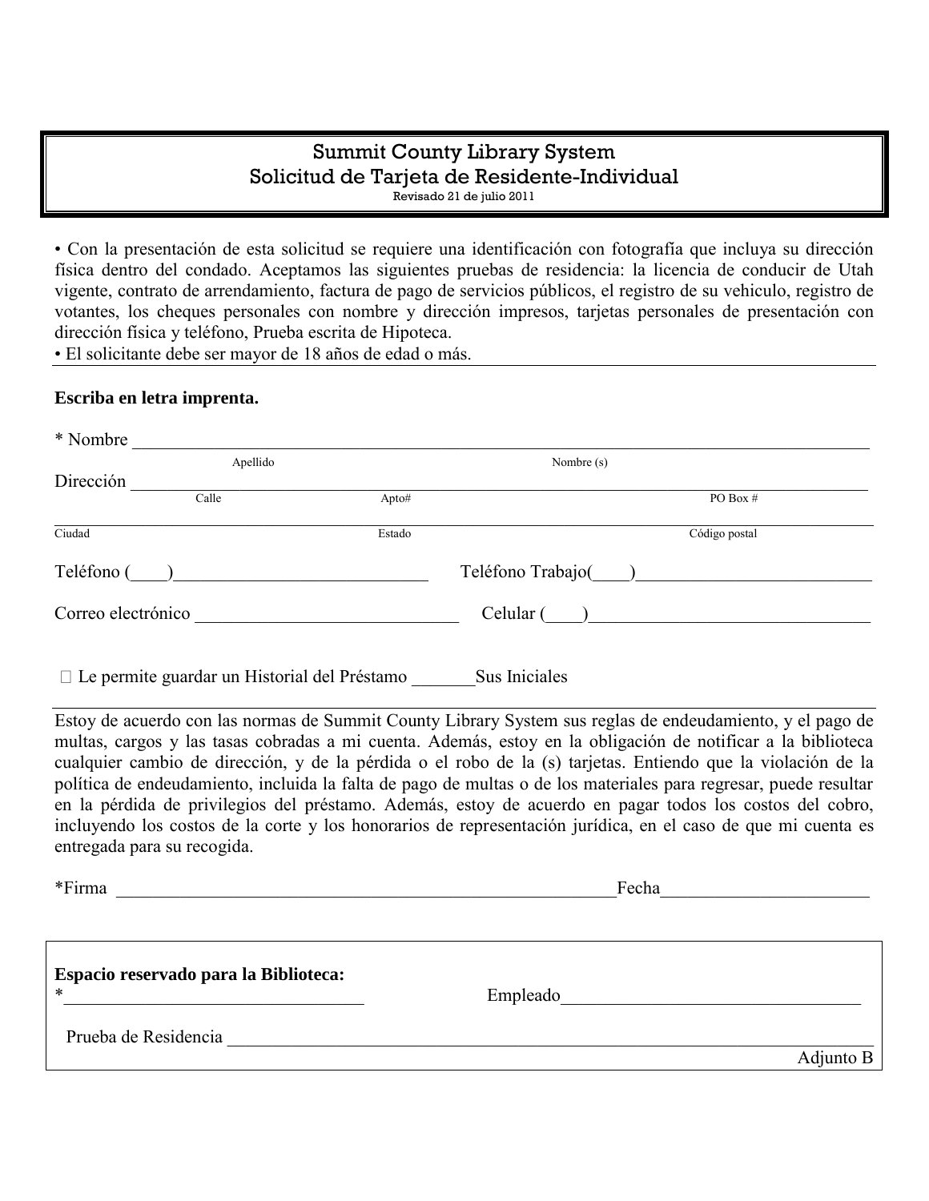# Summit County Library System
## Solicitud de Tarjeta de Residente-Individual

Revisado 21 de julio 2011

- Con la presentación de esta solicitud se requiere una identificación con fotografía que incluya su dirección física dentro del condado. Aceptamos las siguientes pruebas de residencia: la licencia de conducir de Utah vigente, contrato de arrendamiento, factura de pago de servicios públicos, el registro de su vehiculo, registro de votantes, los cheques personales con nombre y dirección impresos, tarjetas personales de presentación con dirección física y teléfono, Prueba escrita de Hipoteca.
- El solicitante debe ser mayor de 18 años de edad o más.

**Escriba en letra imprenta.**

* Nombre ____________________________________________________________
Apellido Nombre (s)

Dirección ____________________________________________________________
Calle Apto# PO Box #

____________________________________________________________
Ciudad Estado Código postal

Teléfono (____)____________________________ Teléfono Trabajo(____)__________________________

Correo electrónico ______________________________ Celular (____)________________________________

☐ Le permite guardar un Historial del Préstamo _______Sus Iniciales

Estoy de acuerdo con las normas de Summit County Library System sus reglas de endeudamiento, y el pago de multas, cargos y las tasas cobradas a mi cuenta. Además, estoy en la obligación de notificar a la biblioteca cualquier cambio de dirección, y de la pérdida o el robo de la (s) tarjetas. Entiendo que la violación de la política de endeudamiento, incluida la falta de pago de multas o de los materiales para regresar, puede resultar en la pérdida de privilegios del préstamo. Además, estoy de acuerdo en pagar todos los costos del cobro, incluyendo los costos de la corte y los honorarios de representación jurídica, en el caso de que mi cuenta es entregada para su recogida.

*Firma __________________________________________________________Fecha______________________

**Espacio reservado para la Biblioteca:**

*__________________________________ Empleado_________________________________

Prueba de Residencia ____________________________________________________________

Adjunto B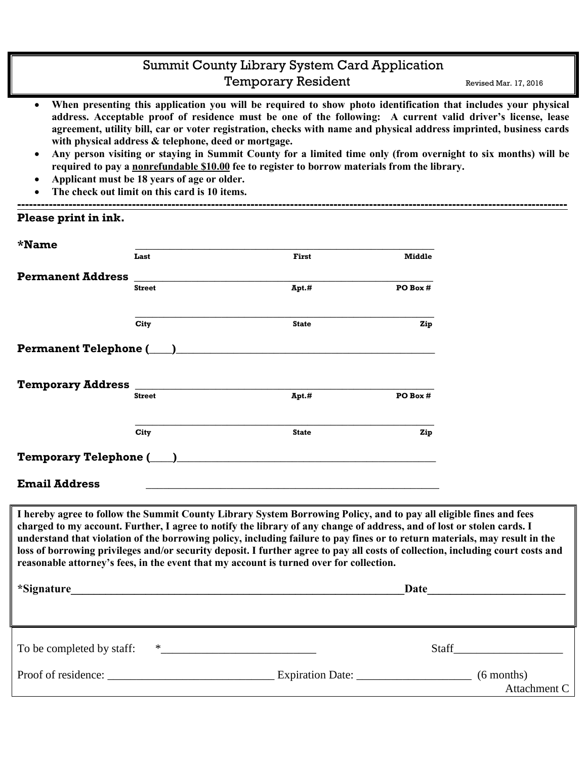# Summit County Library System Card Application
## Temporary Resident

Revised Mar. 17, 2016

- **When presenting this application you will be required to show photo identification that includes your physical address. Acceptable proof of residence must be one of the following: A current valid driver's license, lease agreement, utility bill, car or voter registration, checks with name and physical address imprinted, business cards with physical address & telephone, deed or mortgage.**
- **Any person visiting or staying in Summit County for a limited time only (from overnight to six months) will be required to pay a nonrefundable $10.00 fee to register to borrow materials from the library.**
- **Applicant must be 18 years of age or older.**
- **The check out limit on this card is 10 items.**

---

**Please print in ink.**

**\*Name** ______________________________________________
Last First Middle

**Permanent Address** ______________________________________________
Street Apt.# PO Box #

______________________________________________
City State Zip

**Permanent Telephone (____)**______________________________________________

**Temporary Address** ______________________________________________
Street Apt.# PO Box #

______________________________________________
City State Zip

**Temporary Telephone (____)**______________________________________________

**Email Address** ______________________________________________

**I hereby agree to follow the Summit County Library System Borrowing Policy, and to pay all eligible fines and fees charged to my account. Further, I agree to notify the library of any change of address, and of lost or stolen cards. I understand that violation of the borrowing policy, including failure to pay fines or to return materials, may result in the loss of borrowing privileges and/or security deposit. I further agree to pay all costs of collection, including court costs and reasonable attorney's fees, in the event that my account is turned over for collection.**

**\*Signature**______________________________________________**Date**________________________

To be completed by staff: \*___________________________ Staff___________________

Proof of residence: _____________________________ Expiration Date: ____________________ (6 months)

Attachment C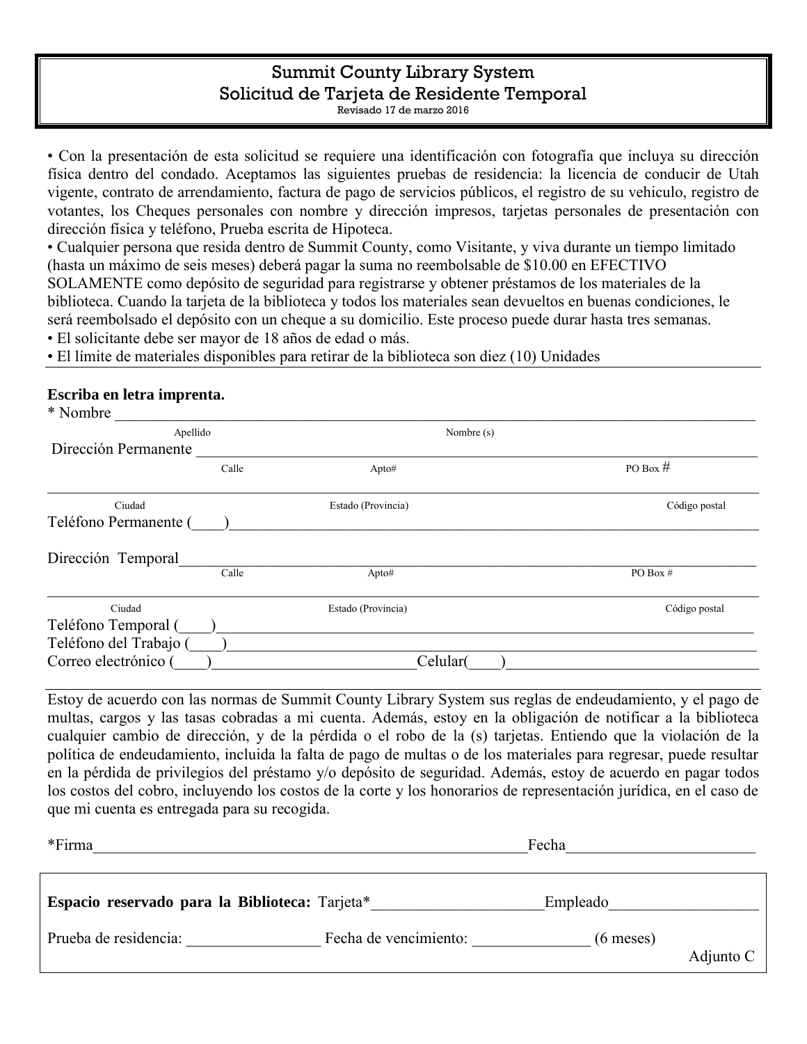# Summit County Library System
## Solicitud de Tarjeta de Residente Temporal

Revisado 17 de marzo 2016

- Con la presentación de esta solicitud se requiere una identificación con fotografía que incluya su dirección física dentro del condado. Aceptamos las siguientes pruebas de residencia: la licencia de conducir de Utah vigente, contrato de arrendamiento, factura de pago de servicios públicos, el registro de su vehiculo, registro de votantes, los Cheques personales con nombre y dirección impresos, tarjetas personales de presentación con dirección física y teléfono, Prueba escrita de Hipoteca.
- Cualquier persona que resida dentro de Summit County, como Visitante, y viva durante un tiempo limitado (hasta un máximo de seis meses) deberá pagar la suma no reembolsable de $10.00 en EFECTIVO SOLAMENTE como depósito de seguridad para registrarse y obtener préstamos de los materiales de la biblioteca. Cuando la tarjeta de la biblioteca y todos los materiales sean devueltos en buenas condiciones, le será reembolsado el depósito con un cheque a su domicilio. Este proceso puede durar hasta tres semanas.
- El solicitante debe ser mayor de 18 años de edad o más.
- El límite de materiales disponibles para retirar de la biblioteca son diez (10) Unidades

**Escriba en letra imprenta.**

* Nombre ____________________________________________
Apellido Nombre (s)

Dirección Permanente ____________________________________________
Calle Apto# PO Box #

____________________________________________
Ciudad Estado (Provincia) Código postal

Teléfono Permanente (____)____________________________________________

Dirección Temporal____________________________________________
Calle Apto# PO Box #

____________________________________________
Ciudad Estado (Provincia) Código postal

Teléfono Temporal (____)____________________________________________

Teléfono del Trabajo (____)____________________________________________

Correo electrónico (____)__________________________Celular(____)__________________________

Estoy de acuerdo con las normas de Summit County Library System sus reglas de endeudamiento, y el pago de multas, cargos y las tasas cobradas a mi cuenta. Además, estoy en la obligación de notificar a la biblioteca cualquier cambio de dirección, y de la pérdida o el robo de la (s) tarjetas. Entiendo que la violación de la política de endeudamiento, incluida la falta de pago de multas o de los materiales para regresar, puede resultar en la pérdida de privilegios del préstamo y/o depósito de seguridad. Además, estoy de acuerdo en pagar todos los costos del cobro, incluyendo los costos de la corte y los honorarios de representación jurídica, en el caso de que mi cuenta es entregada para su recogida.

*Firma____________________________________________Fecha________________________

**Espacio reservado para la Biblioteca:** Tarjeta*______________________Empleado___________________

Prueba de residencia: _________________ Fecha de vencimiento: _______________ (6 meses)

Adjunto C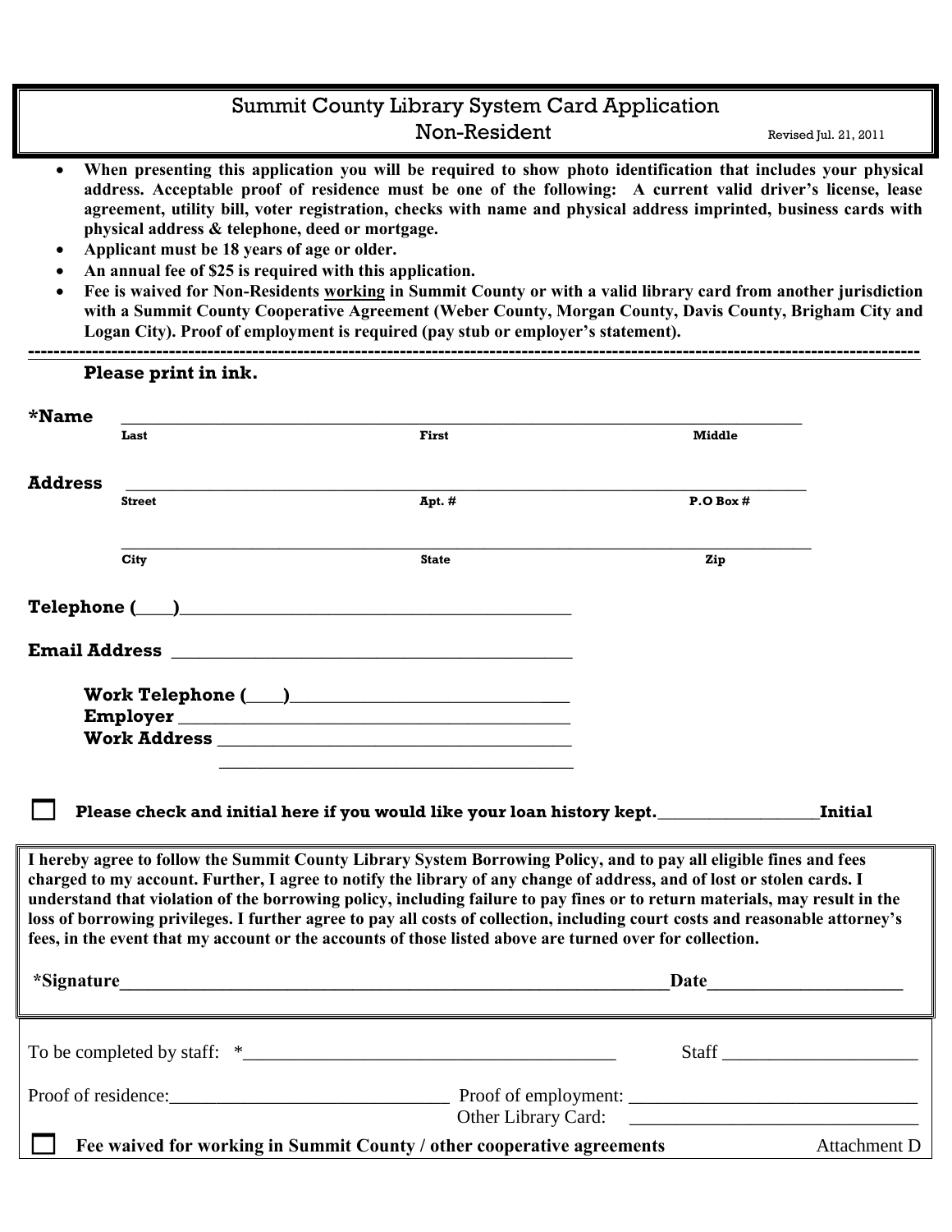# Summit County Library System Card Application
## Non-Resident

Revised Jul. 21, 2011

- **When presenting this application you will be required to show photo identification that includes your physical address. Acceptable proof of residence must be one of the following: A current valid driver's license, lease agreement, utility bill, voter registration, checks with name and physical address imprinted, business cards with physical address & telephone, deed or mortgage.**
- **Applicant must be 18 years of age or older.**
- **An annual fee of $25 is required with this application.**
- **Fee is waived for Non-Residents <u>working</u> in Summit County or with a valid library card from another jurisdiction with a Summit County Cooperative Agreement (Weber County, Morgan County, Davis County, Brigham City and Logan City). Proof of employment is required (pay stub or employer's statement).**

---

**Please print in ink.**

**\*Name** ______________________________________________
Last / First / Middle

**Address** ______________________________________________
Street / Apt. # / P.O Box #

______________________________________________
City / State / Zip

**Telephone (____)**______________________________

**Email Address** ______________________________

**Work Telephone (____)**______________________________
**Employer** ______________________________
**Work Address** ______________________________
______________________________

☐ **Please check and initial here if you would like your loan history kept.**__________________**Initial**

**I hereby agree to follow the Summit County Library System Borrowing Policy, and to pay all eligible fines and fees charged to my account. Further, I agree to notify the library of any change of address, and of lost or stolen cards. I understand that violation of the borrowing policy, including failure to pay fines or to return materials, may result in the loss of borrowing privileges. I further agree to pay all costs of collection, including court costs and reasonable attorney's fees, in the event that my account or the accounts of those listed above are turned over for collection.**

**\*Signature**______________________________________________**Date**____________________

To be completed by staff: \*________________________________ Staff ____________________

Proof of residence:____________________________ Proof of employment: ____________________________
Other Library Card: ____________________________

☐ **Fee waived for working in Summit County / other cooperative agreements**

Attachment D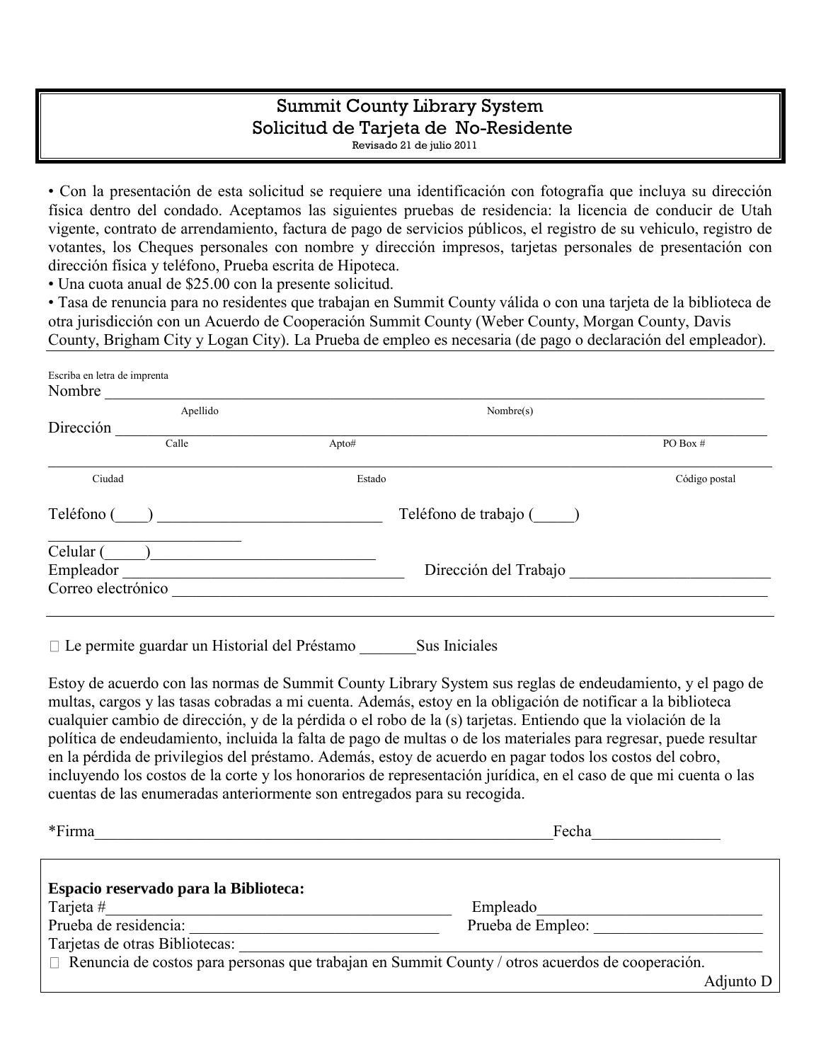# Summit County Library System
## Solicitud de Tarjeta de No-Residente

Revisado 21 de julio 2011

- Con la presentación de esta solicitud se requiere una identificación con fotografía que incluya su dirección física dentro del condado. Aceptamos las siguientes pruebas de residencia: la licencia de conducir de Utah vigente, contrato de arrendamiento, factura de pago de servicios públicos, el registro de su vehiculo, registro de votantes, los Cheques personales con nombre y dirección impresos, tarjetas personales de presentación con dirección física y teléfono, Prueba escrita de Hipoteca.
- Una cuota anual de $25.00 con la presente solicitud.
- Tasa de renuncia para no residentes que trabajan en Summit County válida o con una tarjeta de la biblioteca de otra jurisdicción con un Acuerdo de Cooperación Summit County (Weber County, Morgan County, Davis County, Brigham City y Logan City). La Prueba de empleo es necesaria (de pago o declaración del empleador).

Escriba en letra de imprenta

Nombre ______________________________________________________________________
Apellido Nombre(s)

Dirección ____________________________________________________________________
Calle Apto# PO Box #

______________________________________________________________________________
Ciudad Estado Código postal

Teléfono (____) ____________________________ Teléfono de trabajo (_____) ________________________

Celular (_____)_____________________________

Empleador ___________________________________ Dirección del Trabajo _________________________

Correo electrónico ______________________________________________________________________

☐ Le permite guardar un Historial del Préstamo _______Sus Iniciales

Estoy de acuerdo con las normas de Summit County Library System sus reglas de endeudamiento, y el pago de multas, cargos y las tasas cobradas a mi cuenta. Además, estoy en la obligación de notificar a la biblioteca cualquier cambio de dirección, y de la pérdida o el robo de la (s) tarjetas. Entiendo que la violación de la política de endeudamiento, incluida la falta de pago de multas o de los materiales para regresar, puede resultar en la pérdida de privilegios del préstamo. Además, estoy de acuerdo en pagar todos los costos del cobro, incluyendo los costos de la corte y los honorarios de representación jurídica, en el caso de que mi cuenta o las cuentas de las enumeradas anteriormente son entregados para su recogida.

*Firma___________________________________________________________Fecha________________

**Espacio reservado para la Biblioteca:**

Tarjeta #_____________________________________________ Empleado____________________________

Prueba de residencia: _______________________________ Prueba de Empleo: ______________________

Tarjetas de otras Bibliotecas: __________________________________________________________________

☐ Renuncia de costos para personas que trabajan en Summit County / otros acuerdos de cooperación.

Adjunto D